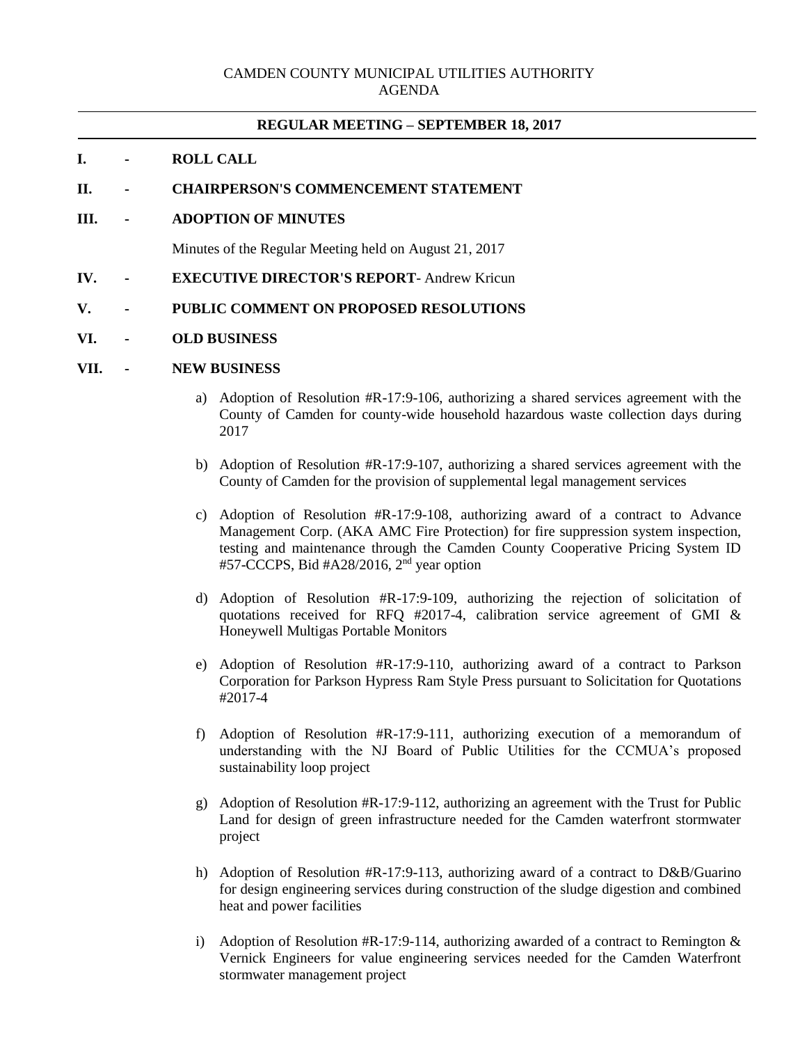CAMDEN COUNTY MUNICIPAL UTILITIES AUTHORITY
AGENDA

---

**REGULAR MEETING – SEPTEMBER 18, 2017**

---

**I. - ROLL CALL**

**II. - CHAIRPERSON'S COMMENCEMENT STATEMENT**

**III. - ADOPTION OF MINUTES**

Minutes of the Regular Meeting held on August 21, 2017

**IV. - EXECUTIVE DIRECTOR'S REPORT**- Andrew Kricun

**V. - PUBLIC COMMENT ON PROPOSED RESOLUTIONS**

**VI. - OLD BUSINESS**

**VII. - NEW BUSINESS**

a) Adoption of Resolution #R-17:9-106, authorizing a shared services agreement with the County of Camden for county-wide household hazardous waste collection days during 2017

b) Adoption of Resolution #R-17:9-107, authorizing a shared services agreement with the County of Camden for the provision of supplemental legal management services

c) Adoption of Resolution #R-17:9-108, authorizing award of a contract to Advance Management Corp. (AKA AMC Fire Protection) for fire suppression system inspection, testing and maintenance through the Camden County Cooperative Pricing System ID #57-CCCPS, Bid #A28/2016, 2nd year option

d) Adoption of Resolution #R-17:9-109, authorizing the rejection of solicitation of quotations received for RFQ #2017-4, calibration service agreement of GMI & Honeywell Multigas Portable Monitors

e) Adoption of Resolution #R-17:9-110, authorizing award of a contract to Parkson Corporation for Parkson Hypress Ram Style Press pursuant to Solicitation for Quotations #2017-4

f) Adoption of Resolution #R-17:9-111, authorizing execution of a memorandum of understanding with the NJ Board of Public Utilities for the CCMUA's proposed sustainability loop project

g) Adoption of Resolution #R-17:9-112, authorizing an agreement with the Trust for Public Land for design of green infrastructure needed for the Camden waterfront stormwater project

h) Adoption of Resolution #R-17:9-113, authorizing award of a contract to D&B/Guarino for design engineering services during construction of the sludge digestion and combined heat and power facilities

i) Adoption of Resolution #R-17:9-114, authorizing awarded of a contract to Remington & Vernick Engineers for value engineering services needed for the Camden Waterfront stormwater management project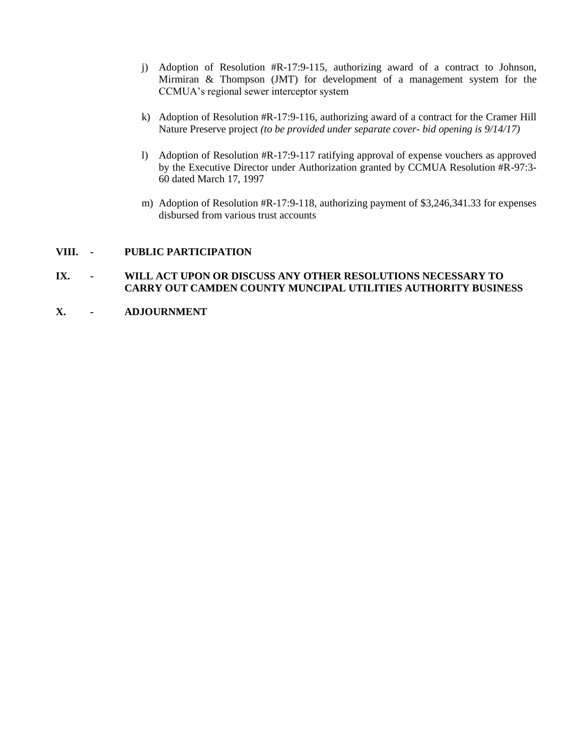j) Adoption of Resolution #R-17:9-115, authorizing award of a contract to Johnson, Mirmiran & Thompson (JMT) for development of a management system for the CCMUA's regional sewer interceptor system

k) Adoption of Resolution #R-17:9-116, authorizing award of a contract for the Cramer Hill Nature Preserve project *(to be provided under separate cover- bid opening is 9/14/17)*

l) Adoption of Resolution #R-17:9-117 ratifying approval of expense vouchers as approved by the Executive Director under Authorization granted by CCMUA Resolution #R-97:3-60 dated March 17, 1997

m) Adoption of Resolution #R-17:9-118, authorizing payment of $3,246,341.33 for expenses disbursed from various trust accounts

**VIII. - PUBLIC PARTICIPATION**

**IX. - WILL ACT UPON OR DISCUSS ANY OTHER RESOLUTIONS NECESSARY TO CARRY OUT CAMDEN COUNTY MUNCIPAL UTILITIES AUTHORITY BUSINESS**

**X. - ADJOURNMENT**